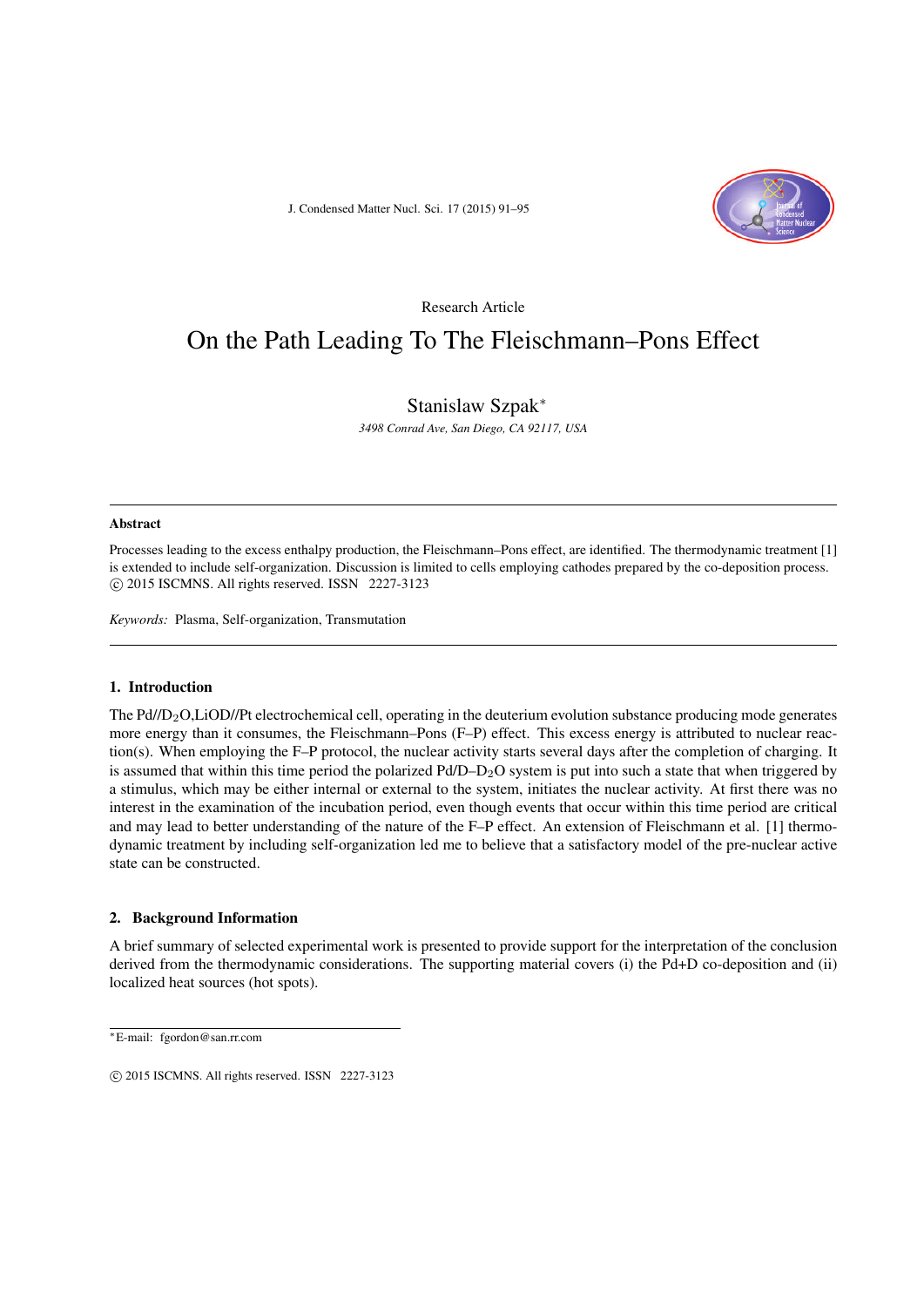Research Article

# On the Path Leading To The Fleischmann–Pons Effect

Stanislaw Szpak*

*3498 Conrad Ave, San Diego, CA 92117, USA*

---

**Abstract**

Processes leading to the excess enthalpy production, the Fleischmann–Pons effect, are identified. The thermodynamic treatment [1] is extended to include self-organization. Discussion is limited to cells employing cathodes prepared by the co-deposition process.
© 2015 ISCMNS. All rights reserved. ISSN 2227-3123

*Keywords:* Plasma, Self-organization, Transmutation

---

## 1. Introduction

The Pd//$D_2O$,LiOD//Pt electrochemical cell, operating in the deuterium evolution substance producing mode generates more energy than it consumes, the Fleischmann–Pons (F–P) effect. This excess energy is attributed to nuclear reaction(s). When employing the F–P protocol, the nuclear activity starts several days after the completion of charging. It is assumed that within this time period the polarized Pd/D–$D_2O$ system is put into such a state that when triggered by a stimulus, which may be either internal or external to the system, initiates the nuclear activity. At first there was no interest in the examination of the incubation period, even though events that occur within this time period are critical and may lead to better understanding of the nature of the F–P effect. An extension of Fleischmann et al. [1] thermodynamic treatment by including self-organization led me to believe that a satisfactory model of the pre-nuclear active state can be constructed.

## 2. Background Information

A brief summary of selected experimental work is presented to provide support for the interpretation of the conclusion derived from the thermodynamic considerations. The supporting material covers (i) the Pd+D co-deposition and (ii) localized heat sources (hot spots).

---

*E-mail: fgordon@san.rr.com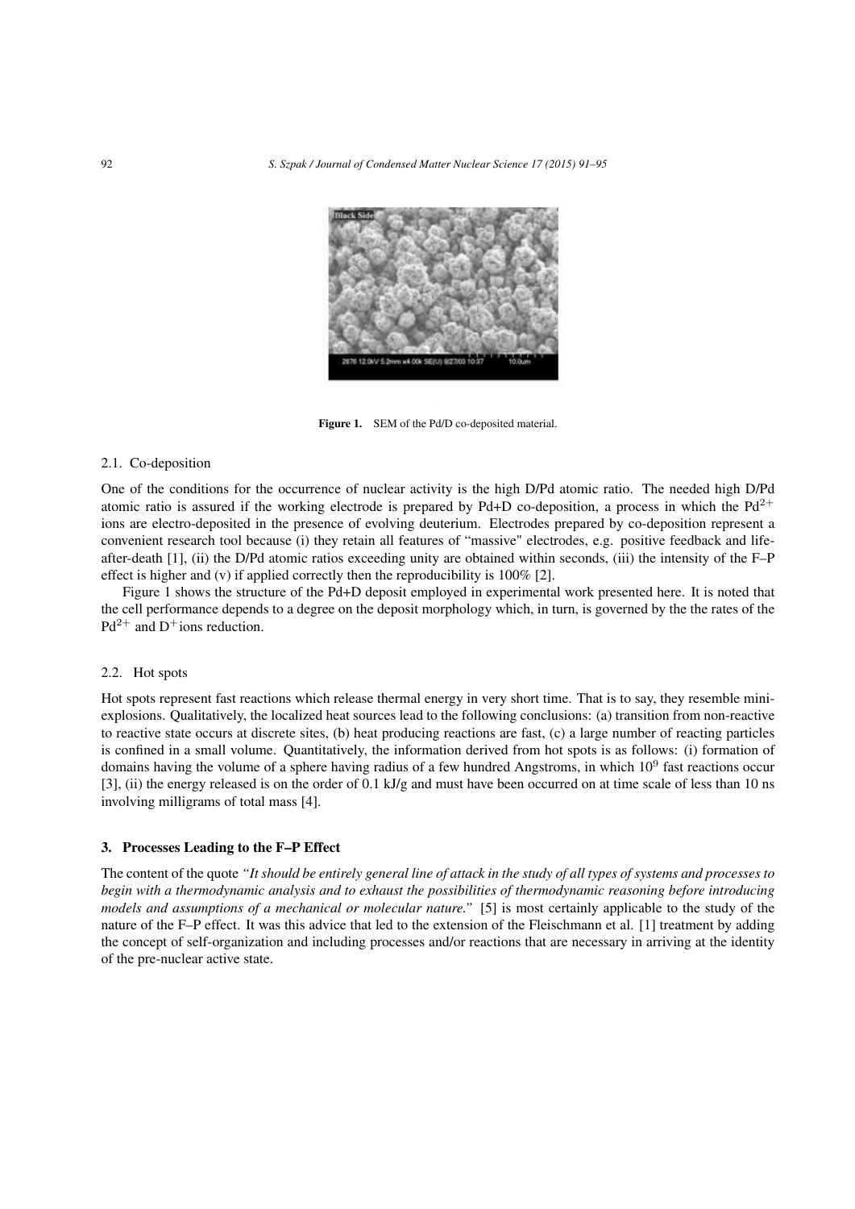Figure 1. SEM of the Pd/D co-deposited material.

### 2.1. Co-deposition

One of the conditions for the occurrence of nuclear activity is the high D/Pd atomic ratio. The needed high D/Pd atomic ratio is assured if the working electrode is prepared by Pd+D co-deposition, a process in which the $Pd^{2+}$ ions are electro-deposited in the presence of evolving deuterium. Electrodes prepared by co-deposition represent a convenient research tool because (i) they retain all features of "massive" electrodes, e.g. positive feedback and life-after-death [1], (ii) the D/Pd atomic ratios exceeding unity are obtained within seconds, (iii) the intensity of the F–P effect is higher and (v) if applied correctly then the reproducibility is 100% [2].

Figure 1 shows the structure of the Pd+D deposit employed in experimental work presented here. It is noted that the cell performance depends to a degree on the deposit morphology which, in turn, is governed by the the rates of the $Pd^{2+}$ and $D^{+}$ions reduction.

### 2.2. Hot spots

Hot spots represent fast reactions which release thermal energy in very short time. That is to say, they resemble mini-explosions. Qualitatively, the localized heat sources lead to the following conclusions: (a) transition from non-reactive to reactive state occurs at discrete sites, (b) heat producing reactions are fast, (c) a large number of reacting particles is confined in a small volume. Quantitatively, the information derived from hot spots is as follows: (i) formation of domains having the volume of a sphere having radius of a few hundred Angstroms, in which $10^9$ fast reactions occur [3], (ii) the energy released is on the order of 0.1 kJ/g and must have been occurred on at time scale of less than 10 ns involving milligrams of total mass [4].

## 3. Processes Leading to the F–P Effect

The content of the quote *"It should be entirely general line of attack in the study of all types of systems and processes to begin with a thermodynamic analysis and to exhaust the possibilities of thermodynamic reasoning before introducing models and assumptions of a mechanical or molecular nature."* [5] is most certainly applicable to the study of the nature of the F–P effect. It was this advice that led to the extension of the Fleischmann et al. [1] treatment by adding the concept of self-organization and including processes and/or reactions that are necessary in arriving at the identity of the pre-nuclear active state.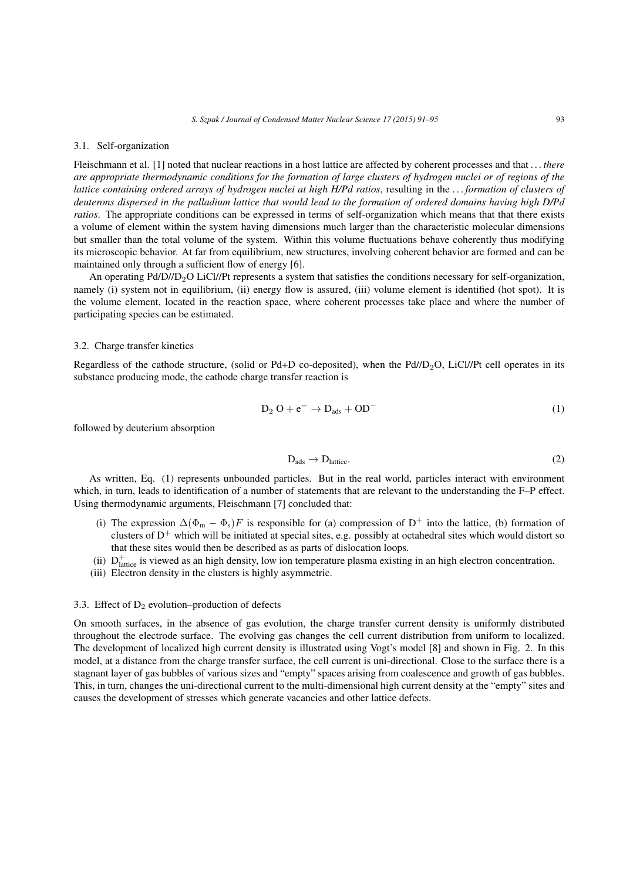### 3.1. Self-organization

Fleischmann et al. [1] noted that nuclear reactions in a host lattice are affected by coherent processes and that *... there are appropriate thermodynamic conditions for the formation of large clusters of hydrogen nuclei or of regions of the lattice containing ordered arrays of hydrogen nuclei at high H/Pd ratios*, resulting in the *... formation of clusters of deuterons dispersed in the palladium lattice that would lead to the formation of ordered domains having high D/Pd ratios*. The appropriate conditions can be expressed in terms of self-organization which means that that there exists a volume of element within the system having dimensions much larger than the characteristic molecular dimensions but smaller than the total volume of the system. Within this volume fluctuations behave coherently thus modifying its microscopic behavior. At far from equilibrium, new structures, involving coherent behavior are formed and can be maintained only through a sufficient flow of energy [6].

An operating Pd/D//$D_2O$ LiCl//Pt represents a system that satisfies the conditions necessary for self-organization, namely (i) system not in equilibrium, (ii) energy flow is assured, (iii) volume element is identified (hot spot). It is the volume element, located in the reaction space, where coherent processes take place and where the number of participating species can be estimated.

### 3.2. Charge transfer kinetics

Regardless of the cathode structure, (solid or Pd+D co-deposited), when the Pd//$D_2O$, LiCl//Pt cell operates in its substance producing mode, the cathode charge transfer reaction is

$$D_2\,O + e^- \rightarrow D_{ads} + OD^- \tag{1}$$

followed by deuterium absorption

$$D_{ads} \rightarrow D_{lattice}. \tag{2}$$

As written, Eq. (1) represents unbounded particles. But in the real world, particles interact with environment which, in turn, leads to identification of a number of statements that are relevant to the understanding the F–P effect. Using thermodynamic arguments, Fleischmann [7] concluded that:

(i) The expression $\Delta(\Phi_m - \Phi_s)F$ is responsible for (a) compression of $D^+$ into the lattice, (b) formation of clusters of $D^+$ which will be initiated at special sites, e.g. possibly at octahedral sites which would distort so that these sites would then be described as as parts of dislocation loops.

(ii) $D^+_{lattice}$ is viewed as an high density, low ion temperature plasma existing in an high electron concentration.

(iii) Electron density in the clusters is highly asymmetric.

### 3.3. Effect of $D_2$ evolution–production of defects

On smooth surfaces, in the absence of gas evolution, the charge transfer current density is uniformly distributed throughout the electrode surface. The evolving gas changes the cell current distribution from uniform to localized. The development of localized high current density is illustrated using Vogt's model [8] and shown in Fig. 2. In this model, at a distance from the charge transfer surface, the cell current is uni-directional. Close to the surface there is a stagnant layer of gas bubbles of various sizes and "empty" spaces arising from coalescence and growth of gas bubbles. This, in turn, changes the uni-directional current to the multi-dimensional high current density at the "empty" sites and causes the development of stresses which generate vacancies and other lattice defects.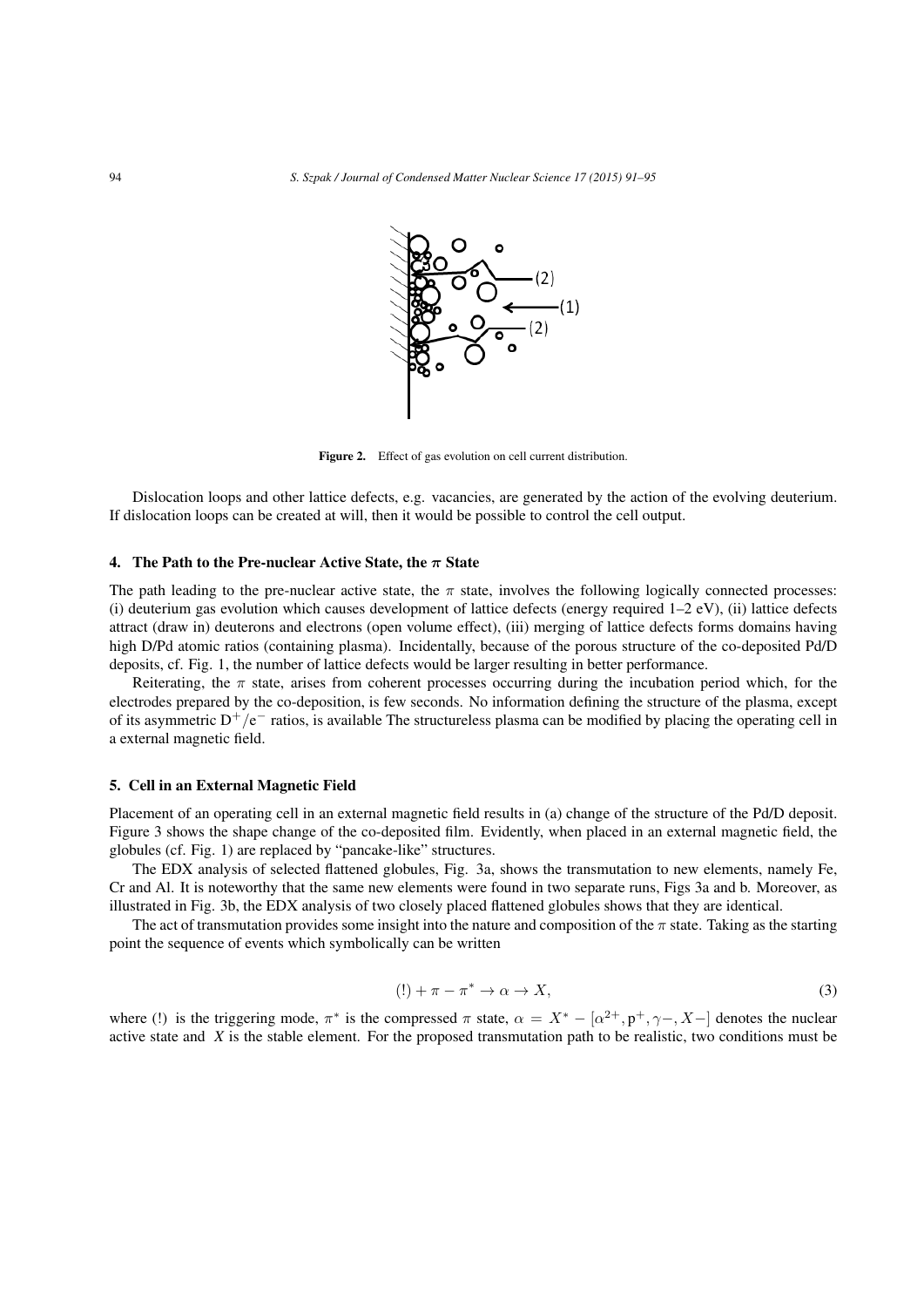Figure 2. Effect of gas evolution on cell current distribution.

Dislocation loops and other lattice defects, e.g. vacancies, are generated by the action of the evolving deuterium. If dislocation loops can be created at will, then it would be possible to control the cell output.

## 4. The Path to the Pre-nuclear Active State, the $\pi$ State

The path leading to the pre-nuclear active state, the $\pi$ state, involves the following logically connected processes: (i) deuterium gas evolution which causes development of lattice defects (energy required 1–2 eV), (ii) lattice defects attract (draw in) deuterons and electrons (open volume effect), (iii) merging of lattice defects forms domains having high D/Pd atomic ratios (containing plasma). Incidentally, because of the porous structure of the co-deposited Pd/D deposits, cf. Fig. 1, the number of lattice defects would be larger resulting in better performance.

Reiterating, the $\pi$ state, arises from coherent processes occurring during the incubation period which, for the electrodes prepared by the co-deposition, is few seconds. No information defining the structure of the plasma, except of its asymmetric $D^+/e^-$ ratios, is available The structureless plasma can be modified by placing the operating cell in a external magnetic field.

## 5. Cell in an External Magnetic Field

Placement of an operating cell in an external magnetic field results in (a) change of the structure of the Pd/D deposit. Figure 3 shows the shape change of the co-deposited film. Evidently, when placed in an external magnetic field, the globules (cf. Fig. 1) are replaced by "pancake-like" structures.

The EDX analysis of selected flattened globules, Fig. 3a, shows the transmutation to new elements, namely Fe, Cr and Al. It is noteworthy that the same new elements were found in two separate runs, Figs 3a and b. Moreover, as illustrated in Fig. 3b, the EDX analysis of two closely placed flattened globules shows that they are identical.

The act of transmutation provides some insight into the nature and composition of the $\pi$ state. Taking as the starting point the sequence of events which symbolically can be written

$$(!) + \pi - \pi^* \to \alpha \to X, \tag{3}$$

where (!) is the triggering mode, $\pi^*$ is the compressed $\pi$ state, $\alpha = X^* - [\alpha^{2+}, p^+, \gamma-, X-]$ denotes the nuclear active state and $X$ is the stable element. For the proposed transmutation path to be realistic, two conditions must be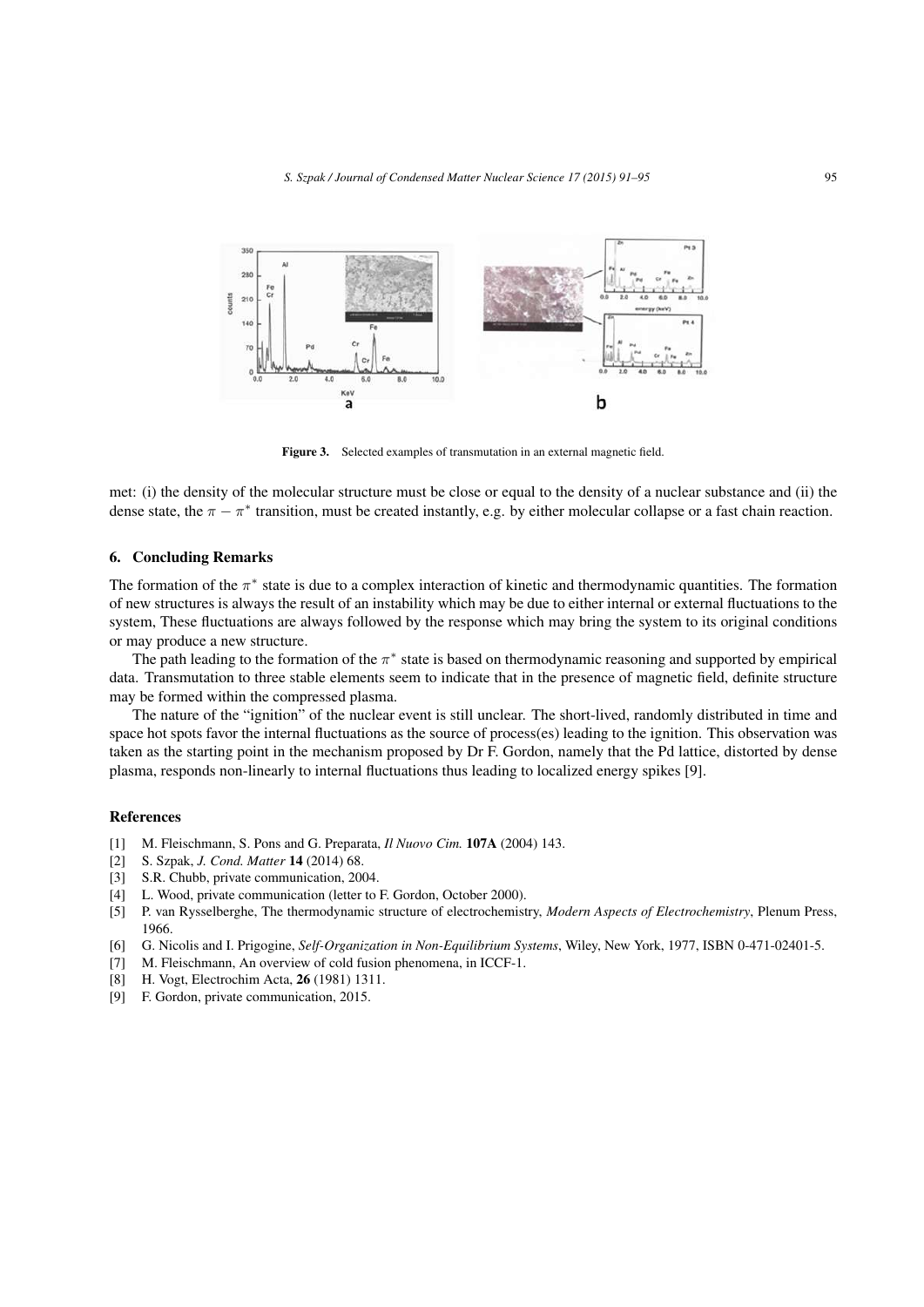350
280
210
140
70
0
counts
Al
Fe
Cr
Pd
Cr
Fe
Cr
Fe
0.0 2.0 4.0 6.0 8.0 10.0
KeV
a

Pt 3
Pt 4
energy (keV)
0.0 2.0 4.0 6.0 8.0 10.0
b

**Figure 3.** Selected examples of transmutation in an external magnetic field.

met: (i) the density of the molecular structure must be close or equal to the density of a nuclear substance and (ii) the dense state, the $\pi - \pi^*$ transition, must be created instantly, e.g. by either molecular collapse or a fast chain reaction.

## 6. Concluding Remarks

The formation of the $\pi^*$ state is due to a complex interaction of kinetic and thermodynamic quantities. The formation of new structures is always the result of an instability which may be due to either internal or external fluctuations to the system, These fluctuations are always followed by the response which may bring the system to its original conditions or may produce a new structure.

The path leading to the formation of the $\pi^*$ state is based on thermodynamic reasoning and supported by empirical data. Transmutation to three stable elements seem to indicate that in the presence of magnetic field, definite structure may be formed within the compressed plasma.

The nature of the "ignition" of the nuclear event is still unclear. The short-lived, randomly distributed in time and space hot spots favor the internal fluctuations as the source of process(es) leading to the ignition. This observation was taken as the starting point in the mechanism proposed by Dr F. Gordon, namely that the Pd lattice, distorted by dense plasma, responds non-linearly to internal fluctuations thus leading to localized energy spikes [9].

## References

[1] M. Fleischmann, S. Pons and G. Preparata, *Il Nuovo Cim.* **107A** (2004) 143.

[2] S. Szpak, *J. Cond. Matter* **14** (2014) 68.

[3] S.R. Chubb, private communication, 2004.

[4] L. Wood, private communication (letter to F. Gordon, October 2000).

[5] P. van Rysselberghe, The thermodynamic structure of electrochemistry, *Modern Aspects of Electrochemistry*, Plenum Press, 1966.

[6] G. Nicolis and I. Prigogine, *Self-Organization in Non-Equilibrium Systems*, Wiley, New York, 1977, ISBN 0-471-02401-5.

[7] M. Fleischmann, An overview of cold fusion phenomena, in ICCF-1.

[8] H. Vogt, Electrochim Acta, **26** (1981) 1311.

[9] F. Gordon, private communication, 2015.